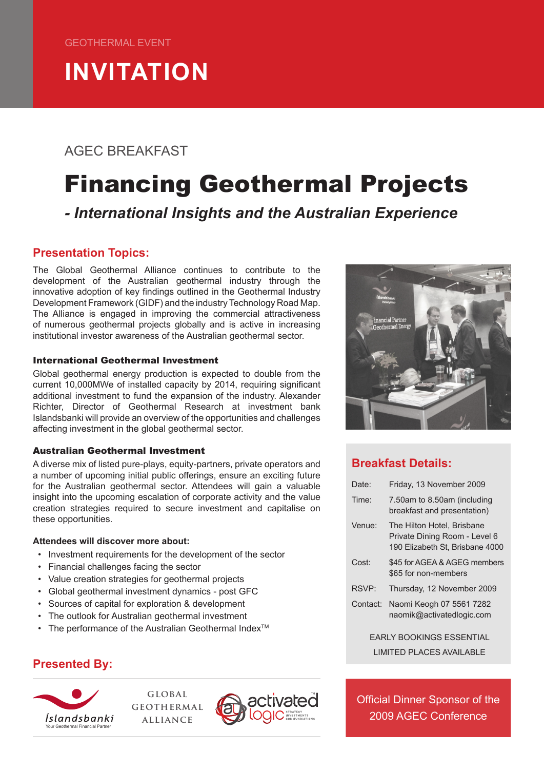GEOTHERMAL EVENT

# INVITATION

AGEC BREAKFAST

# Financing Geothermal Projects

## *- International Insights and the Australian Experience*

## Presentation Topics:

The Global Geothermal Alliance continues to contribute to the development of the Australian geothermal industry through the innovative adoption of key findings outlined in the Geothermal Industry Development Framework (GIDF) and the industry Technology Road Map. The Alliance is engaged in improving the commercial attractiveness of numerous geothermal projects globally and is active in increasing institutional investor awareness of the Australian geothermal sector.

### International Geothermal Investment

Global geothermal energy production is expected to double from the current 10,000MWe of installed capacity by 2014, requiring significant additional investment to fund the expansion of the industry. Alexander Richter, Director of Geothermal Research at investment bank Islandsbanki will provide an overview of the opportunities and challenges affecting investment in the global geothermal sector.

### Australian Geothermal Investment

A diverse mix of listed pure-plays, equity-partners, private operators and a number of upcoming initial public offerings, ensure an exciting future for the Australian geothermal sector. Attendees will gain a valuable insight into the upcoming escalation of corporate activity and the value creation strategies required to secure investment and capitalise on these opportunities.

**Attendees will discover more about:**

- Investment requirements for the development of the sector
- Financial challenges facing the sector
- Value creation strategies for geothermal projects
- Global geothermal investment dynamics - post GFC
- Sources of capital for exploration & development
- The outlook for Australian geothermal investment
- The performance of the Australian Geothermal Index™

## Breakfast Details:

| | |
|---|---|
| Date: | Friday, 13 November 2009 |
| Time: | 7.50am to 8.50am (including breakfast and presentation) |
| Venue: | The Hilton Hotel, Brisbane<br>Private Dining Room - Level 6<br>190 Elizabeth St, Brisbane 4000 |
| Cost: | $45 for AGEA & AGEG members<br>$65 for non-members |
| RSVP: | Thursday, 12 November 2009 |
| Contact: | Naomi Keogh 07 5561 7282<br>naomik@activatedlogic.com |

EARLY BOOKINGS ESSENTIAL

LIMITED PLACES AVAILABLE

## Presented By:

Íslandsbanki – Your Geothermal Financial Partner

GLOBAL GEOTHERMAL ALLIANCE

activated logic™ – STRATEGY INVESTMENTS COMMUNICATIONS

Official Dinner Sponsor of the 2009 AGEC Conference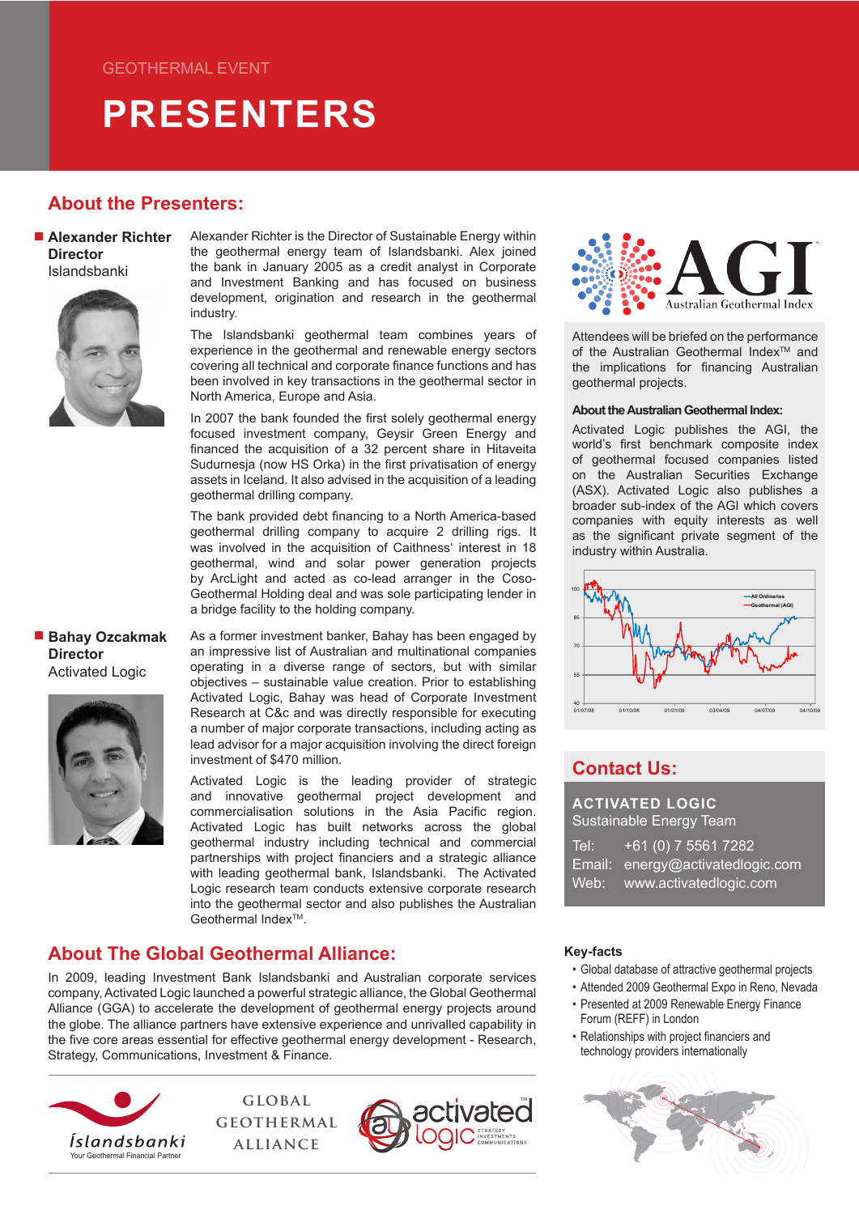GEOTHERMAL EVENT

# PRESENTERS

## About the Presenters:

**Alexander Richter**
**Director**
Islandsbanki

Alexander Richter is the Director of Sustainable Energy within the geothermal energy team of Islandsbanki. Alex joined the bank in January 2005 as a credit analyst in Corporate and Investment Banking and has focused on business development, origination and research in the geothermal industry.

The Islandsbanki geothermal team combines years of experience in the geothermal and renewable energy sectors covering all technical and corporate finance functions and has been involved in key transactions in the geothermal sector in North America, Europe and Asia.

In 2007 the bank founded the first solely geothermal energy focused investment company, Geysir Green Energy and financed the acquisition of a 32 percent share in Hitaveita Sudurnesja (now HS Orka) in the first privatisation of energy assets in Iceland. It also advised in the acquisition of a leading geothermal drilling company.

The bank provided debt financing to a North America-based geothermal drilling company to acquire 2 drilling rigs. It was involved in the acquisition of Caithness' interest in 18 geothermal, wind and solar power generation projects by ArcLight and acted as co-lead arranger in the Coso-Geothermal Holding deal and was sole participating lender in a bridge facility to the holding company.

**Bahay Ozcakmak**
**Director**
Activated Logic

As a former investment banker, Bahay has been engaged by an impressive list of Australian and multinational companies operating in a diverse range of sectors, but with similar objectives – sustainable value creation. Prior to establishing Activated Logic, Bahay was head of Corporate Investment Research at C&c and was directly responsible for executing a number of major corporate transactions, including acting as lead advisor for a major acquisition involving the direct foreign investment of $470 million.

Activated Logic is the leading provider of strategic and innovative geothermal project development and commercialisation solutions in the Asia Pacific region. Activated Logic has built networks across the global geothermal industry including technical and commercial partnerships with project financiers and a strategic alliance with leading geothermal bank, Islandsbanki. The Activated Logic research team conducts extensive corporate research into the geothermal sector and also publishes the Australian Geothermal Index™.

AGI
Australian Geothermal Index

Attendees will be briefed on the performance of the Australian Geothermal Index™ and the implications for financing Australian geothermal projects.

**About the Australian Geothermal Index:**

Activated Logic publishes the AGI, the world's first benchmark composite index of geothermal focused companies listed on the Australian Securities Exchange (ASX). Activated Logic also publishes a broader sub-index of the AGI which covers companies with equity interests as well as the significant private segment of the industry within Australia.

100
85
70
55
40
01/07/08
01/10/08
01/01/09
03/04/09
04/07/09
04/10/09
All Ordinaries
Geothermal (AGI)

## Contact Us:

**ACTIVATED LOGIC**
Sustainable Energy Team

Tel: +61 (0) 7 5561 7282
Email: energy@activatedlogic.com
Web: www.activatedlogic.com

## About The Global Geothermal Alliance:

In 2009, leading Investment Bank Islandsbanki and Australian corporate services company, Activated Logic launched a powerful strategic alliance, the Global Geothermal Alliance (GGA) to accelerate the development of geothermal energy projects around the globe. The alliance partners have extensive experience and unrivalled capability in the five core areas essential for effective geothermal energy development - Research, Strategy, Communications, Investment & Finance.

**Key-facts**

- Global database of attractive geothermal projects
- Attended 2009 Geothermal Expo in Reno, Nevada
- Presented at 2009 Renewable Energy Finance Forum (REFF) in London
- Relationships with project financiers and technology providers internationally

Íslandsbanki
Your Geothermal Financial Partner

GLOBAL GEOTHERMAL ALLIANCE

activated logic™ STRATEGY INVESTMENTS COMMUNICATIONS